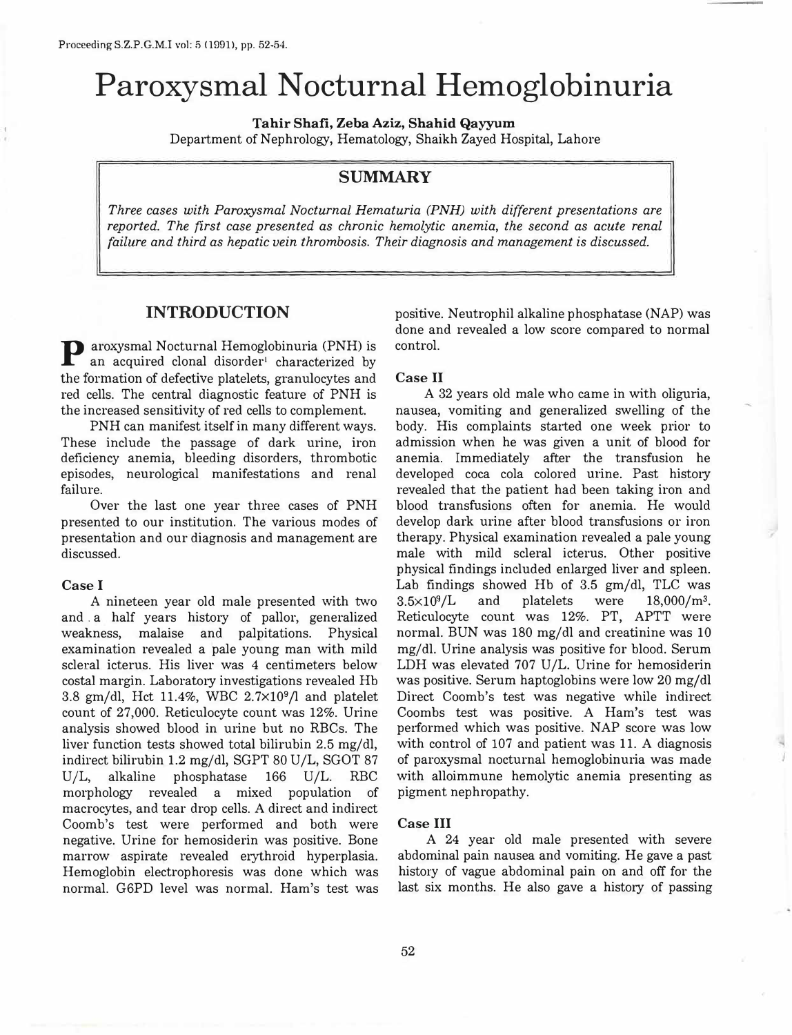# Paroxysmal Nocturnal Hemoglobinuria

**Tahir Shafi, Zeba Aziz, Shahid Qayyum**

Department of Nephrology, Hematology, Shaikh Zayed Hospital, Lahore

## SUMMARY

*Three cases with Paroxysmal Nocturnal Hematuria (PNH) with different presentations are reported. The first case presented as chronic hemolytic anemia, the second as acute renal failure and third as hepatic vein thrombosis. Their diagnosis and management is discussed.*

## INTRODUCTION

Paroxysmal Nocturnal Hemoglobinuria (PNH) is an acquired clonal disorder[1] characterized by the formation of defective platelets, granulocytes and red cells. The central diagnostic feature of PNH is the increased sensitivity of red cells to complement.

PNH can manifest itself in many different ways. These include the passage of dark urine, iron deficiency anemia, bleeding disorders, thrombotic episodes, neurological manifestations and renal failure.

Over the last one year three cases of PNH presented to our institution. The various modes of presentation and our diagnosis and management are discussed.

### Case I

A nineteen year old male presented with two and a half years history of pallor, generalized weakness, malaise and palpitations. Physical examination revealed a pale young man with mild scleral icterus. His liver was 4 centimeters below costal margin. Laboratory investigations revealed Hb 3.8 gm/dl, Hct 11.4%, WBC $2.7\times10^9/l$ and platelet count of 27,000. Reticulocyte count was 12%. Urine analysis showed blood in urine but no RBCs. The liver function tests showed total bilirubin 2.5 mg/dl, indirect bilirubin 1.2 mg/dl, SGPT 80 U/L, SGOT 87 U/L, alkaline phosphatase 166 U/L. RBC morphology revealed a mixed population of macrocytes, and tear drop cells. A direct and indirect Coomb's test were performed and both were negative. Urine for hemosiderin was positive. Bone marrow aspirate revealed erythroid hyperplasia. Hemoglobin electrophoresis was done which was normal. G6PD level was normal. Ham's test was positive. Neutrophil alkaline phosphatase (NAP) was done and revealed a low score compared to normal control.

### Case II

A 32 years old male who came in with oliguria, nausea, vomiting and generalized swelling of the body. His complaints started one week prior to admission when he was given a unit of blood for anemia. Immediately after the transfusion he developed coca cola colored urine. Past history revealed that the patient had been taking iron and blood transfusions often for anemia. He would develop dark urine after blood transfusions or iron therapy. Physical examination revealed a pale young male with mild scleral icterus. Other positive physical findings included enlarged liver and spleen. Lab findings showed Hb of 3.5 gm/dl, TLC was $3.5\times10^9/L$ and platelets were $18{,}000/m^3$. Reticulocyte count was 12%. PT, APTT were normal. BUN was 180 mg/dl and creatinine was 10 mg/dl. Urine analysis was positive for blood. Serum LDH was elevated 707 U/L. Urine for hemosiderin was positive. Serum haptoglobins were low 20 mg/dl Direct Coomb's test was negative while indirect Coombs test was positive. A Ham's test was performed which was positive. NAP score was low with control of 107 and patient was 11. A diagnosis of paroxysmal nocturnal hemoglobinuria was made with alloimmune hemolytic anemia presenting as pigment nephropathy.

### Case III

A 24 year old male presented with severe abdominal pain nausea and vomiting. He gave a past history of vague abdominal pain on and off for the last six months. He also gave a history of passing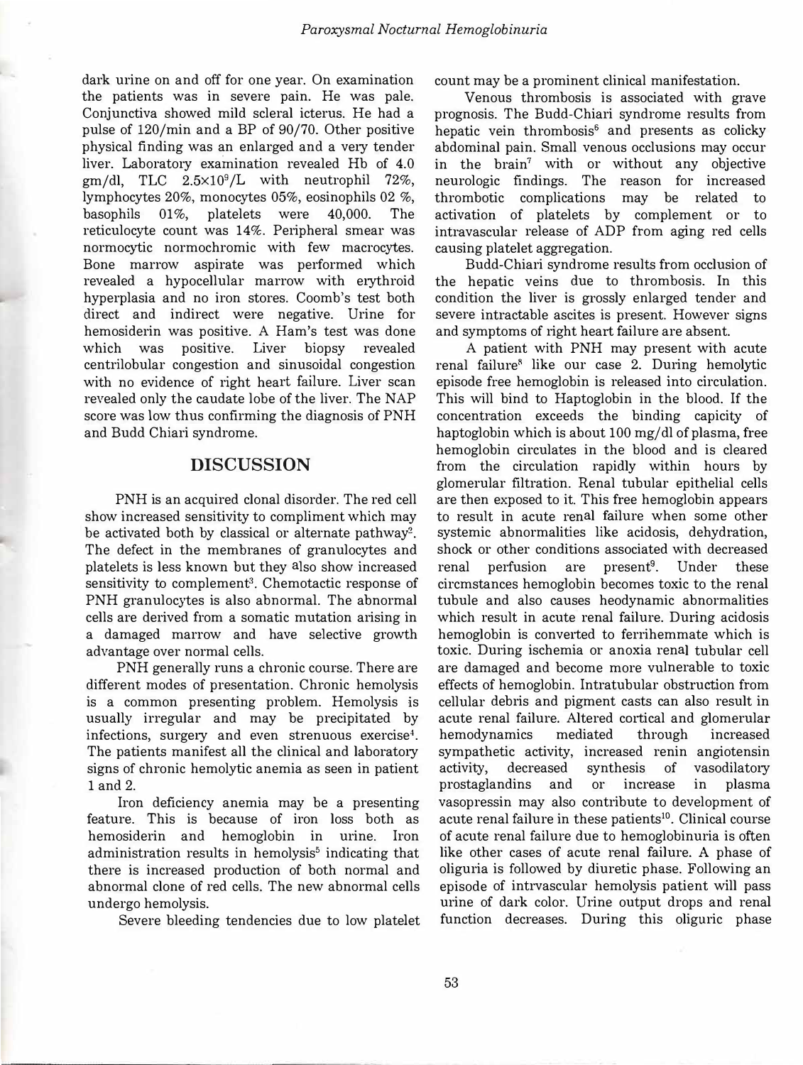dark urine on and off for one year. On examination the patients was in severe pain. He was pale. Conjunctiva showed mild scleral icterus. He had a pulse of 120/min and a BP of 90/70. Other positive physical finding was an enlarged and a very tender liver. Laboratory examination revealed Hb of 4.0 gm/dl, TLC $2.5\times10^9$/L with neutrophil 72%, lymphocytes 20%, monocytes 05%, eosinophils 02 %, basophils 01%, platelets were 40,000. The reticulocyte count was 14%. Peripheral smear was normocytic normochromic with few macrocytes. Bone marrow aspirate was performed which revealed a hypocellular marrow with erythroid hyperplasia and no iron stores. Coomb's test both direct and indirect were negative. Urine for hemosiderin was positive. A Ham's test was done which was positive. Liver biopsy revealed centrilobular congestion and sinusoidal congestion with no evidence of right heart failure. Liver scan revealed only the caudate lobe of the liver. The NAP score was low thus confirming the diagnosis of PNH and Budd Chiari syndrome.

## DISCUSSION

PNH is an acquired clonal disorder. The red cell show increased sensitivity to compliment which may be activated both by classical or alternate pathway[2]. The defect in the membranes of granulocytes and platelets is less known but they also show increased sensitivity to complement[3]. Chemotactic response of PNH granulocytes is also abnormal. The abnormal cells are derived from a somatic mutation arising in a damaged marrow and have selective growth advantage over normal cells.

PNH generally runs a chronic course. There are different modes of presentation. Chronic hemolysis is a common presenting problem. Hemolysis is usually irregular and may be precipitated by infections, surgery and even strenuous exercise[4]. The patients manifest all the clinical and laboratory signs of chronic hemolytic anemia as seen in patient 1 and 2.

Iron deficiency anemia may be a presenting feature. This is because of iron loss both as hemosiderin and hemoglobin in urine. Iron administration results in hemolysis[5] indicating that there is increased production of both normal and abnormal clone of red cells. The new abnormal cells undergo hemolysis.

Severe bleeding tendencies due to low platelet count may be a prominent clinical manifestation.

Venous thrombosis is associated with grave prognosis. The Budd-Chiari syndrome results from hepatic vein thrombosis[6] and presents as colicky abdominal pain. Small venous occlusions may occur in the brain[7] with or without any objective neurologic findings. The reason for increased thrombotic complications may be related to activation of platelets by complement or to intravascular release of ADP from aging red cells causing platelet aggregation.

Budd-Chiari syndrome results from occlusion of the hepatic veins due to thrombosis. In this condition the liver is grossly enlarged tender and severe intractable ascites is present. However signs and symptoms of right heart failure are absent.

A patient with PNH may present with acute renal failure[8] like our case 2. During hemolytic episode free hemoglobin is released into circulation. This will bind to Haptoglobin in the blood. If the concentration exceeds the binding capicity of haptoglobin which is about 100 mg/dl of plasma, free hemoglobin circulates in the blood and is cleared from the circulation rapidly within hours by glomerular filtration. Renal tubular epithelial cells are then exposed to it. This free hemoglobin appears to result in acute renal failure when some other systemic abnormalities like acidosis, dehydration, shock or other conditions associated with decreased renal perfusion are present[9]. Under these circmstances hemoglobin becomes toxic to the renal tubule and also causes heodynamic abnormalities which result in acute renal failure. During acidosis hemoglobin is converted to ferrihemmate which is toxic. During ischemia or anoxia renal tubular cell are damaged and become more vulnerable to toxic effects of hemoglobin. Intratubular obstruction from cellular debris and pigment casts can also result in acute renal failure. Altered cortical and glomerular hemodynamics mediated through increased sympathetic activity, increased renin angiotensin activity, decreased synthesis of vasodilatory prostaglandins and or increase in plasma vasopressin may also contribute to development of acute renal failure in these patients[10]. Clinical course of acute renal failure due to hemoglobinuria is often like other cases of acute renal failure. A phase of oliguria is followed by diuretic phase. Following an episode of intrvascular hemolysis patient will pass urine of dark color. Urine output drops and renal function decreases. During this oliguric phase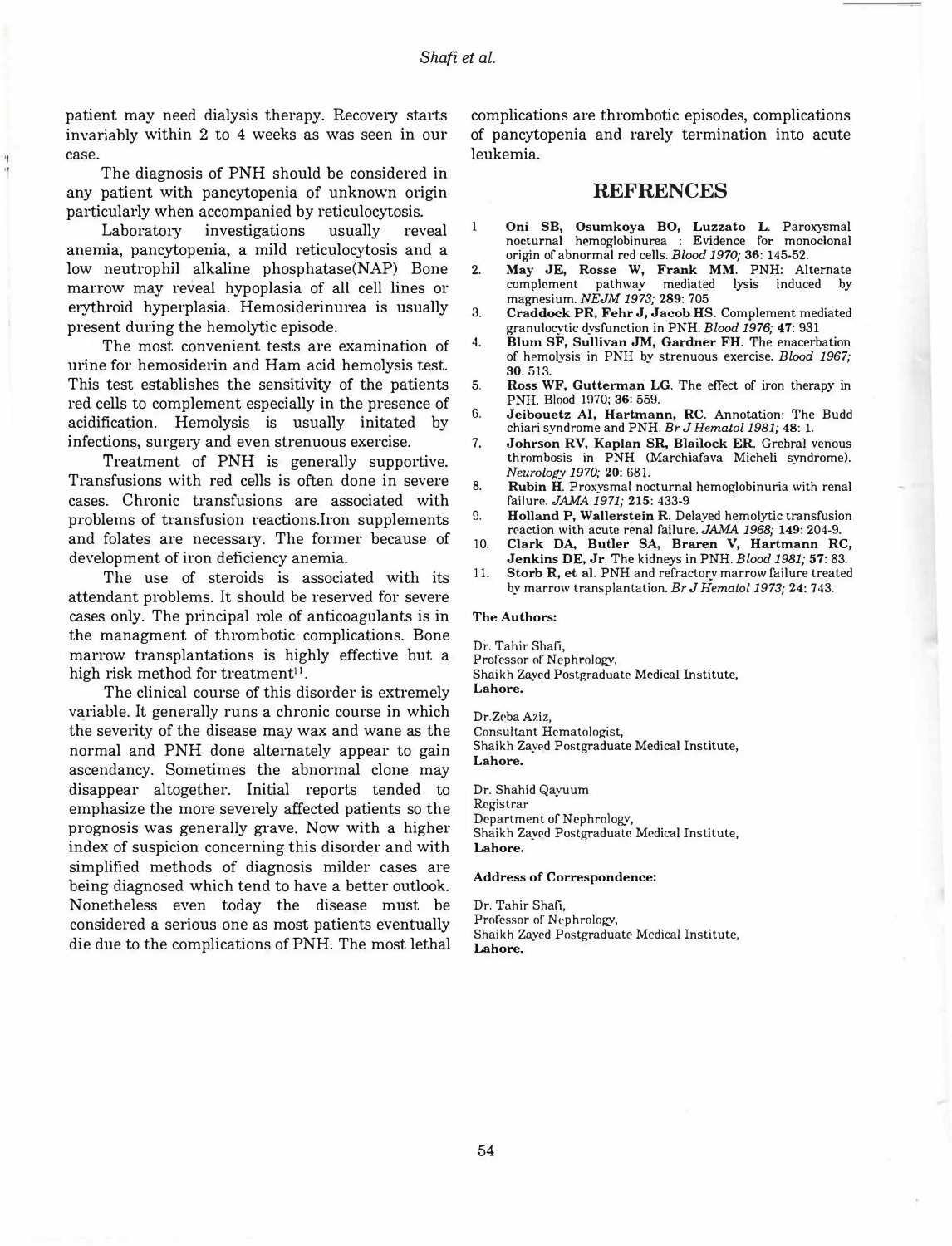patient may need dialysis therapy. Recovery starts invariably within 2 to 4 weeks as was seen in our case.

The diagnosis of PNH should be considered in any patient with pancytopenia of unknown origin particularly when accompanied by reticulocytosis.

Laboratory investigations usually reveal anemia, pancytopenia, a mild reticulocytosis and a low neutrophil alkaline phosphatase(NAP) Bone marrow may reveal hypoplasia of all cell lines or erythroid hyperplasia. Hemosiderinurea is usually present during the hemolytic episode.

The most convenient tests are examination of urine for hemosiderin and Ham acid hemolysis test. This test establishes the sensitivity of the patients red cells to complement especially in the presence of acidification. Hemolysis is usually initated by infections, surgery and even strenuous exercise.

Treatment of PNH is generally supportive. Transfusions with red cells is often done in severe cases. Chronic transfusions are associated with problems of transfusion reactions.Iron supplements and folates are necessary. The former because of development of iron deficiency anemia.

The use of steroids is associated with its attendant problems. It should be reserved for severe cases only. The principal role of anticoagulants is in the managment of thrombotic complications. Bone marrow transplantations is highly effective but a high risk method for treatment[11].

The clinical course of this disorder is extremely variable. It generally runs a chronic course in which the severity of the disease may wax and wane as the normal and PNH done alternately appear to gain ascendancy. Sometimes the abnormal clone may disappear altogether. Initial reports tended to emphasize the more severely affected patients so the prognosis was generally grave. Now with a higher index of suspicion concerning this disorder and with simplified methods of diagnosis milder cases are being diagnosed which tend to have a better outlook. Nonetheless even today the disease must be considered a serious one as most patients eventually die due to the complications of PNH. The most lethal complications are thrombotic episodes, complications of pancytopenia and rarely termination into acute leukemia.

## REFRENCES

1. **Oni SB, Osumkoya BO, Luzzato L.** Paroxysmal nocturnal hemoglobinurea : Evidence for monoclonal origin of abnormal red cells. *Blood 1970;* **36**: 145-52.
2. **May JE, Rosse W, Frank MM.** PNH: Alternate complement pathway mediated lysis induced by magnesium. *NEJM 1973;* **289**: 705
3. **Craddock PR, Fehr J, Jacob HS.** Complement mediated granulocytic dysfunction in PNH. *Blood 1976;* **47**: 931
4. **Blum SF, Sullivan JM, Gardner FH.** The enacerbation of hemolysis in PNH by strenuous exercise. *Blood 1967;* **30**: 513.
5. **Ross WF, Gutterman LG.** The effect of iron therapy in PNH. Blood 1970; **36**: 559.
6. **Jeibouetz AI, Hartmann, RC.** Annotation: The Budd chiari syndrome and PNH. *Br J Hematol 1981;* **48**: 1.
7. **Johrson RV, Kaplan SR, Blailock ER.** Grebral venous thrombosis in PNH (Marchiafava Micheli syndrome). *Neurology 1970;* **20**: 681.
8. **Rubin H.** Proxysmal nocturnal hemoglobinuria with renal failure. *JAMA 1971;* **215**: 433-9
9. **Holland P, Wallerstein R.** Delayed hemolytic transfusion reaction with acute renal failure. *JAMA 1968;* **149**: 204-9.
10. **Clark DA, Butler SA, Braren V, Hartmann RC, Jenkins DE, Jr.** The kidneys in PNH. *Blood 1981;* **57**: 83.
11. **Storb R, et al.** PNH and refractory marrow failure treated by marrow transplantation. *Br J Hematol 1973;* **24**: 743.

**The Authors:**

Dr. Tahir Shafi,
Professor of Nephrology,
Shaikh Zayed Postgraduate Medical Institute,
**Lahore.**

Dr.Zeba Aziz,
Consultant Hematologist,
Shaikh Zayed Postgraduate Medical Institute,
**Lahore.**

Dr. Shahid Qayuum
Registrar
Department of Nephrology,
Shaikh Zayed Postgraduate Medical Institute,
**Lahore.**

**Address of Correspondence:**

Dr. Tahir Shafi,
Professor of Nephrology,
Shaikh Zayed Postgraduate Medical Institute,
**Lahore.**